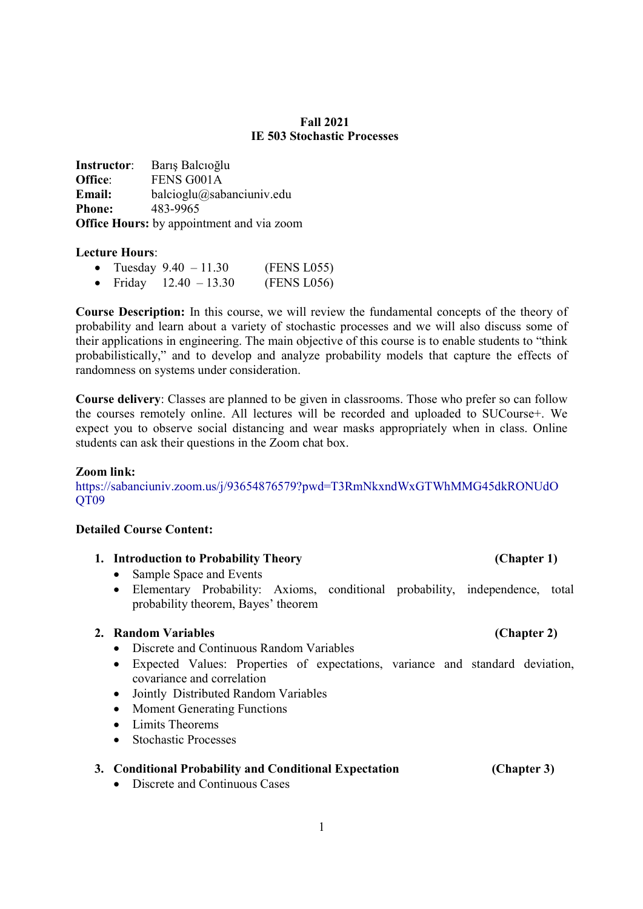# Fall 2021
# IE 503 Stochastic Processes

**Instructor**: Barış Balcıoğlu
**Office**: FENS G001A
**Email:** balcioglu@sabanciuniv.edu
**Phone:** 483-9965
**Office Hours:** by appointment and via zoom

**Lecture Hours**:

- Tuesday 9.40 – 11.30 (FENS L055)
- Friday 12.40 – 13.30 (FENS L056)

**Course Description:** In this course, we will review the fundamental concepts of the theory of probability and learn about a variety of stochastic processes and we will also discuss some of their applications in engineering. The main objective of this course is to enable students to "think probabilistically," and to develop and analyze probability models that capture the effects of randomness on systems under consideration.

**Course delivery**: Classes are planned to be given in classrooms. Those who prefer so can follow the courses remotely online. All lectures will be recorded and uploaded to SUCourse+. We expect you to observe social distancing and wear masks appropriately when in class. Online students can ask their questions in the Zoom chat box.

**Zoom link:**
https://sabanciuniv.zoom.us/j/93654876579?pwd=T3RmNkxndWxGTWhMMG45dkRONUdOQT09

**Detailed Course Content:**

1. **Introduction to Probability Theory** **(Chapter 1)**
   - Sample Space and Events
   - Elementary Probability: Axioms, conditional probability, independence, total probability theorem, Bayes' theorem

2. **Random Variables** **(Chapter 2)**
   - Discrete and Continuous Random Variables
   - Expected Values: Properties of expectations, variance and standard deviation, covariance and correlation
   - Jointly Distributed Random Variables
   - Moment Generating Functions
   - Limits Theorems
   - Stochastic Processes

3. **Conditional Probability and Conditional Expectation** **(Chapter 3)**
   - Discrete and Continuous Cases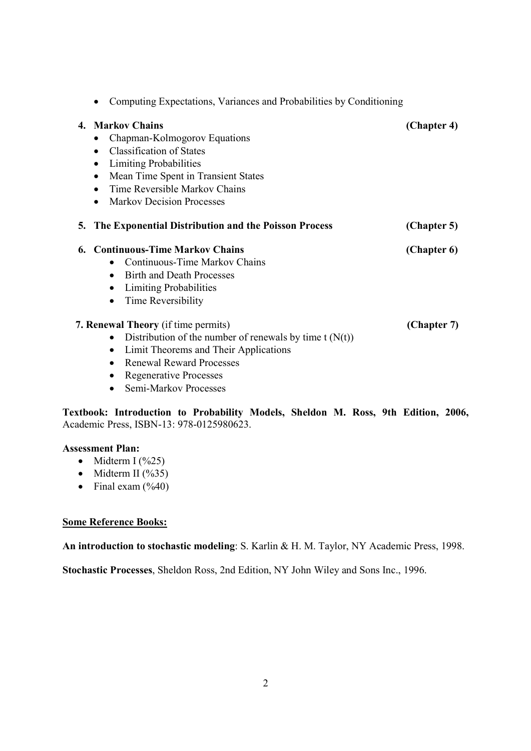- Computing Expectations, Variances and Probabilities by Conditioning

4. **Markov Chains** **(Chapter 4)**
   - Chapman-Kolmogorov Equations
   - Classification of States
   - Limiting Probabilities
   - Mean Time Spent in Transient States
   - Time Reversible Markov Chains
   - Markov Decision Processes

5. **The Exponential Distribution and the Poisson Process** **(Chapter 5)**

6. **Continuous-Time Markov Chains** **(Chapter 6)**
   - Continuous-Time Markov Chains
   - Birth and Death Processes
   - Limiting Probabilities
   - Time Reversibility

7. **Renewal Theory** (if time permits) **(Chapter 7)**
   - Distribution of the number of renewals by time t (N(t))
   - Limit Theorems and Their Applications
   - Renewal Reward Processes
   - Regenerative Processes
   - Semi-Markov Processes

**Textbook: Introduction to Probability Models, Sheldon M. Ross, 9th Edition, 2006,** Academic Press, ISBN-13: 978-0125980623.

**Assessment Plan:**

- Midterm I (%25)
- Midterm II (%35)
- Final exam (%40)

**Some Reference Books:**

**An introduction to stochastic modeling**: S. Karlin & H. M. Taylor, NY Academic Press, 1998.

**Stochastic Processes**, Sheldon Ross, 2nd Edition, NY John Wiley and Sons Inc., 1996.